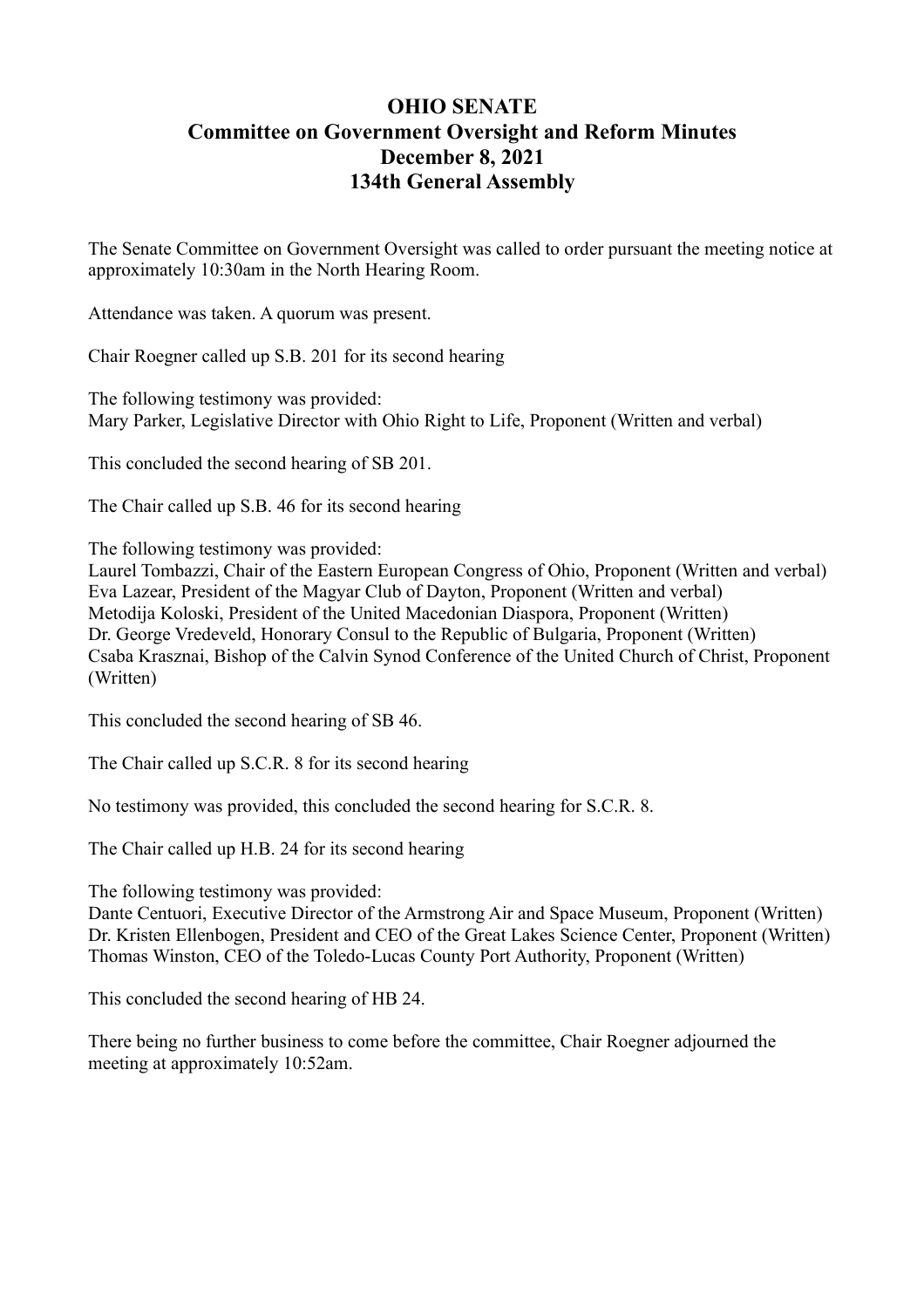# OHIO SENATE
## Committee on Government Oversight and Reform Minutes
## December 8, 2021
## 134th General Assembly

The Senate Committee on Government Oversight was called to order pursuant the meeting notice at approximately 10:30am in the North Hearing Room.

Attendance was taken. A quorum was present.

Chair Roegner called up S.B. 201 for its second hearing

The following testimony was provided:
Mary Parker, Legislative Director with Ohio Right to Life, Proponent (Written and verbal)

This concluded the second hearing of SB 201.

The Chair called up S.B. 46 for its second hearing

The following testimony was provided:
Laurel Tombazzi, Chair of the Eastern European Congress of Ohio, Proponent (Written and verbal)
Eva Lazear, President of the Magyar Club of Dayton, Proponent (Written and verbal)
Metodija Koloski, President of the United Macedonian Diaspora, Proponent (Written)
Dr. George Vredeveld, Honorary Consul to the Republic of Bulgaria, Proponent (Written)
Csaba Krasznai, Bishop of the Calvin Synod Conference of the United Church of Christ, Proponent (Written)

This concluded the second hearing of SB 46.

The Chair called up S.C.R. 8 for its second hearing

No testimony was provided, this concluded the second hearing for S.C.R. 8.

The Chair called up H.B. 24 for its second hearing

The following testimony was provided:
Dante Centuori, Executive Director of the Armstrong Air and Space Museum, Proponent (Written)
Dr. Kristen Ellenbogen, President and CEO of the Great Lakes Science Center, Proponent (Written)
Thomas Winston, CEO of the Toledo-Lucas County Port Authority, Proponent (Written)

This concluded the second hearing of HB 24.

There being no further business to come before the committee, Chair Roegner adjourned the meeting at approximately 10:52am.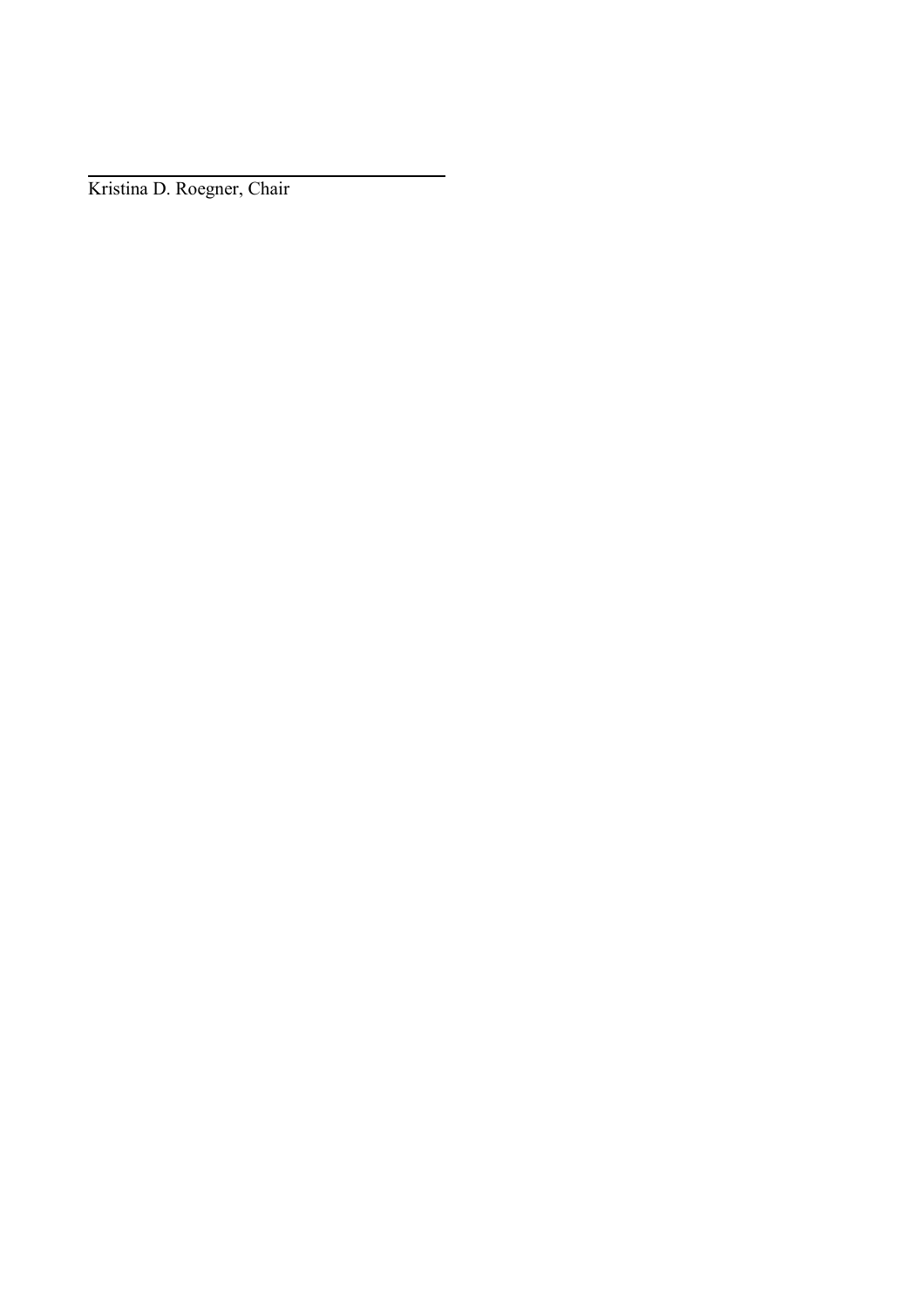\_\_\_\_\_\_\_\_\_\_\_\_\_\_\_\_\_\_\_\_\_\_\_\_\_\_\_\_\_\_\_\_\_\_\_\_\_\_\_\_

Kristina D. Roegner, Chair